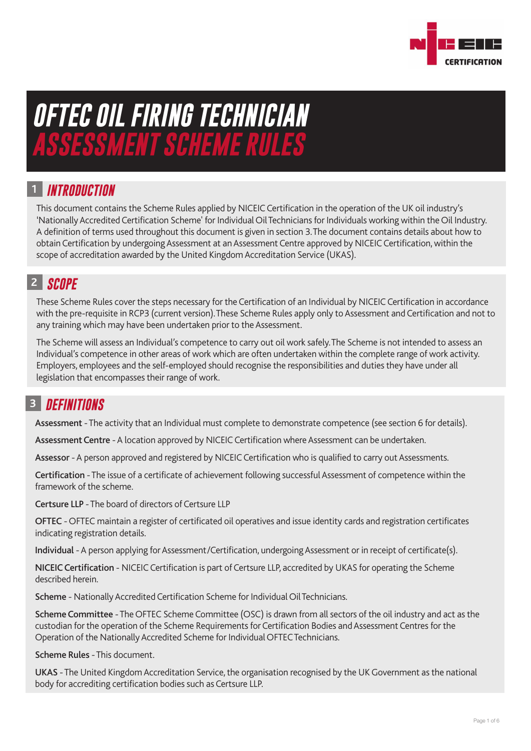# OFTEC OIL FIRING TECHNICIAN ASSESSMENT SCHEME RULES

## 1 INTRODUCTION

This document contains the Scheme Rules applied by NICEIC Certification in the operation of the UK oil industry's 'Nationally Accredited Certification Scheme' for Individual Oil Technicians for Individuals working within the Oil Industry. A definition of terms used throughout this document is given in section 3. The document contains details about how to obtain Certification by undergoing Assessment at an Assessment Centre approved by NICEIC Certification, within the scope of accreditation awarded by the United Kingdom Accreditation Service (UKAS).

## 2 SCOPE

These Scheme Rules cover the steps necessary for the Certification of an Individual by NICEIC Certification in accordance with the pre-requisite in RCP3 (current version). These Scheme Rules apply only to Assessment and Certification and not to any training which may have been undertaken prior to the Assessment.

The Scheme will assess an Individual's competence to carry out oil work safely. The Scheme is not intended to assess an Individual's competence in other areas of work which are often undertaken within the complete range of work activity. Employers, employees and the self-employed should recognise the responsibilities and duties they have under all legislation that encompasses their range of work.

## 3 DEFINITIONS

**Assessment** - The activity that an Individual must complete to demonstrate competence (see section 6 for details).

**Assessment Centre** - A location approved by NICEIC Certification where Assessment can be undertaken.

**Assessor** - A person approved and registered by NICEIC Certification who is qualified to carry out Assessments.

**Certification** - The issue of a certificate of achievement following successful Assessment of competence within the framework of the scheme.

**Certsure LLP** - The board of directors of Certsure LLP

**OFTEC** - OFTEC maintain a register of certificated oil operatives and issue identity cards and registration certificates indicating registration details.

**Individual** - A person applying for Assessment/Certification, undergoing Assessment or in receipt of certificate(s).

**NICEIC Certification** - NICEIC Certification is part of Certsure LLP, accredited by UKAS for operating the Scheme described herein.

**Scheme** - Nationally Accredited Certification Scheme for Individual Oil Technicians.

**Scheme Committee** - The OFTEC Scheme Committee (OSC) is drawn from all sectors of the oil industry and act as the custodian for the operation of the Scheme Requirements for Certification Bodies and Assessment Centres for the Operation of the Nationally Accredited Scheme for Individual OFTEC Technicians.

**Scheme Rules** - This document.

**UKAS** - The United Kingdom Accreditation Service, the organisation recognised by the UK Government as the national body for accrediting certification bodies such as Certsure LLP.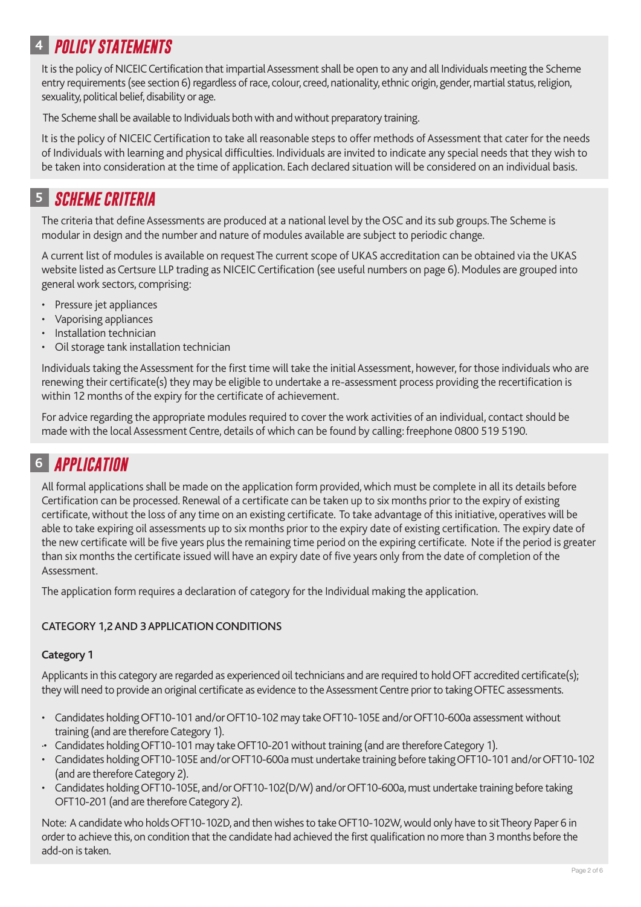## 4 POLICY STATEMENTS

It is the policy of NICEIC Certification that impartial Assessment shall be open to any and all Individuals meeting the Scheme entry requirements (see section 6) regardless of race, colour, creed, nationality, ethnic origin, gender, martial status, religion, sexuality, political belief, disability or age.

The Scheme shall be available to Individuals both with and without preparatory training.

It is the policy of NICEIC Certification to take all reasonable steps to offer methods of Assessment that cater for the needs of Individuals with learning and physical difficulties. Individuals are invited to indicate any special needs that they wish to be taken into consideration at the time of application. Each declared situation will be considered on an individual basis.

## 5 SCHEME CRITERIA

The criteria that define Assessments are produced at a national level by the OSC and its sub groups. The Scheme is modular in design and the number and nature of modules available are subject to periodic change.

A current list of modules is available on request The current scope of UKAS accreditation can be obtained via the UKAS website listed as Certsure LLP trading as NICEIC Certification (see useful numbers on page 6). Modules are grouped into general work sectors, comprising:

- Pressure jet appliances
- Vaporising appliances
- Installation technician
- Oil storage tank installation technician

Individuals taking the Assessment for the first time will take the initial Assessment, however, for those individuals who are renewing their certificate(s) they may be eligible to undertake a re-assessment process providing the recertification is within 12 months of the expiry for the certificate of achievement.

For advice regarding the appropriate modules required to cover the work activities of an individual, contact should be made with the local Assessment Centre, details of which can be found by calling: freephone 0800 519 5190.

## 6 APPLICATION

All formal applications shall be made on the application form provided, which must be complete in all its details before Certification can be processed. Renewal of a certificate can be taken up to six months prior to the expiry of existing certificate, without the loss of any time on an existing certificate. To take advantage of this initiative, operatives will be able to take expiring oil assessments up to six months prior to the expiry date of existing certification. The expiry date of the new certificate will be five years plus the remaining time period on the expiring certificate. Note if the period is greater than six months the certificate issued will have an expiry date of five years only from the date of completion of the Assessment.

The application form requires a declaration of category for the Individual making the application.

### CATEGORY 1,2 AND 3 APPLICATION CONDITIONS

#### Category 1

Applicants in this category are regarded as experienced oil technicians and are required to hold OFT accredited certificate(s); they will need to provide an original certificate as evidence to the Assessment Centre prior to taking OFTEC assessments.

- Candidates holding OFT10-101 and/or OFT10-102 may take OFT10-105E and/or OFT10-600a assessment without training (and are therefore Category 1).
- Candidates holding OFT10-101 may take OFT10-201 without training (and are therefore Category 1).
- Candidates holding OFT10-105E and/or OFT10-600a must undertake training before taking OFT10-101 and/or OFT10-102 (and are therefore Category 2).
- Candidates holding OFT10-105E, and/or OFT10-102(D/W) and/or OFT10-600a, must undertake training before taking OFT10-201 (and are therefore Category 2).

Note: A candidate who holds OFT10-102D, and then wishes to take OFT10-102W, would only have to sit Theory Paper 6 in order to achieve this, on condition that the candidate had achieved the first qualification no more than 3 months before the add-on is taken.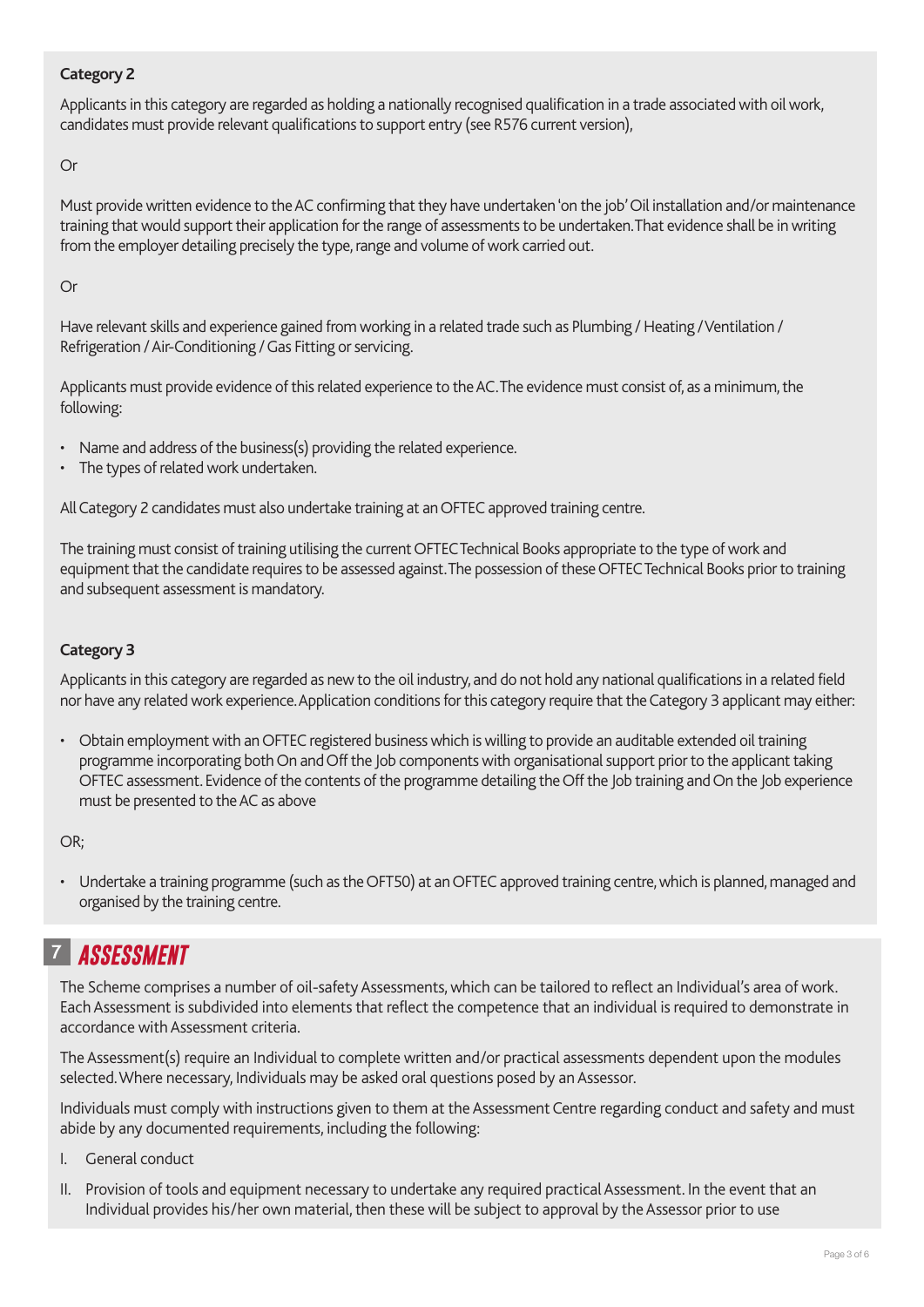**Category 2**

Applicants in this category are regarded as holding a nationally recognised qualification in a trade associated with oil work, candidates must provide relevant qualifications to support entry (see R576 current version),

Or

Must provide written evidence to the AC confirming that they have undertaken 'on the job' Oil installation and/or maintenance training that would support their application for the range of assessments to be undertaken. That evidence shall be in writing from the employer detailing precisely the type, range and volume of work carried out.

Or

Have relevant skills and experience gained from working in a related trade such as Plumbing / Heating / Ventilation / Refrigeration / Air-Conditioning / Gas Fitting or servicing.

Applicants must provide evidence of this related experience to the AC. The evidence must consist of, as a minimum, the following:

- Name and address of the business(s) providing the related experience.
- The types of related work undertaken.

All Category 2 candidates must also undertake training at an OFTEC approved training centre.

The training must consist of training utilising the current OFTEC Technical Books appropriate to the type of work and equipment that the candidate requires to be assessed against. The possession of these OFTEC Technical Books prior to training and subsequent assessment is mandatory.

**Category 3**

Applicants in this category are regarded as new to the oil industry, and do not hold any national qualifications in a related field nor have any related work experience. Application conditions for this category require that the Category 3 applicant may either:

- Obtain employment with an OFTEC registered business which is willing to provide an auditable extended oil training programme incorporating both On and Off the Job components with organisational support prior to the applicant taking OFTEC assessment. Evidence of the contents of the programme detailing the Off the Job training and On the Job experience must be presented to the AC as above

OR;

- Undertake a training programme (such as the OFT50) at an OFTEC approved training centre, which is planned, managed and organised by the training centre.

## 7 ASSESSMENT

The Scheme comprises a number of oil-safety Assessments, which can be tailored to reflect an Individual's area of work. Each Assessment is subdivided into elements that reflect the competence that an individual is required to demonstrate in accordance with Assessment criteria.

The Assessment(s) require an Individual to complete written and/or practical assessments dependent upon the modules selected. Where necessary, Individuals may be asked oral questions posed by an Assessor.

Individuals must comply with instructions given to them at the Assessment Centre regarding conduct and safety and must abide by any documented requirements, including the following:

I. General conduct

II. Provision of tools and equipment necessary to undertake any required practical Assessment. In the event that an Individual provides his/her own material, then these will be subject to approval by the Assessor prior to use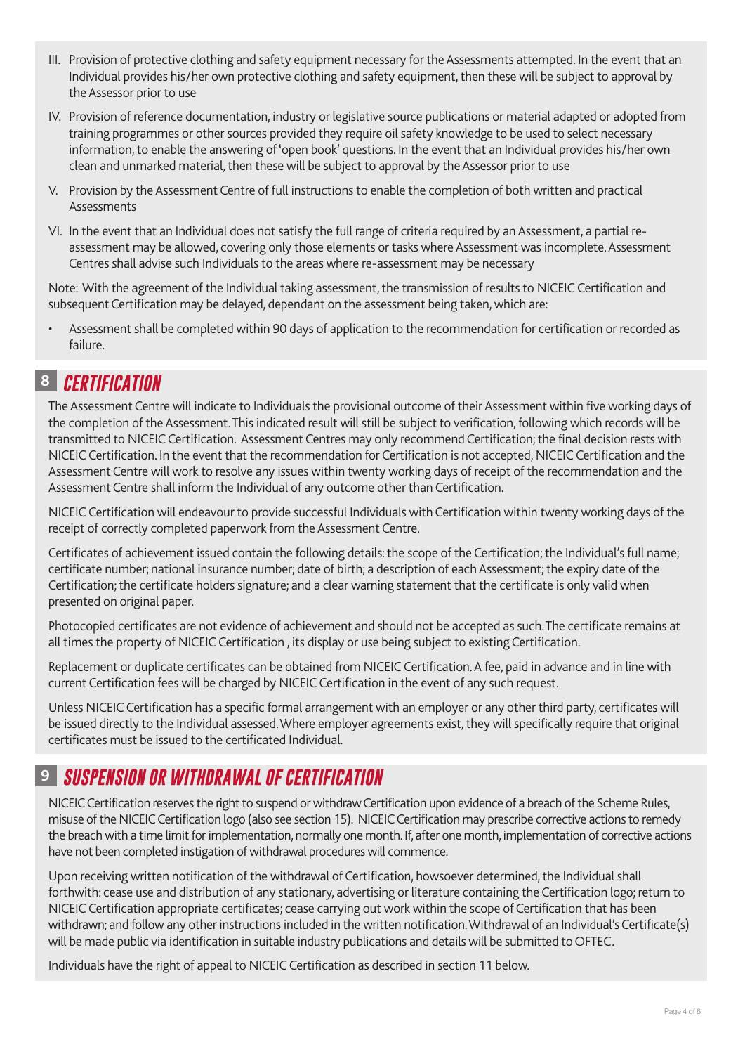III. Provision of protective clothing and safety equipment necessary for the Assessments attempted. In the event that an Individual provides his/her own protective clothing and safety equipment, then these will be subject to approval by the Assessor prior to use

IV. Provision of reference documentation, industry or legislative source publications or material adapted or adopted from training programmes or other sources provided they require oil safety knowledge to be used to select necessary information, to enable the answering of 'open book' questions. In the event that an Individual provides his/her own clean and unmarked material, then these will be subject to approval by the Assessor prior to use

V. Provision by the Assessment Centre of full instructions to enable the completion of both written and practical Assessments

VI. In the event that an Individual does not satisfy the full range of criteria required by an Assessment, a partial re-assessment may be allowed, covering only those elements or tasks where Assessment was incomplete. Assessment Centres shall advise such Individuals to the areas where re-assessment may be necessary

Note: With the agreement of the Individual taking assessment, the transmission of results to NICEIC Certification and subsequent Certification may be delayed, dependant on the assessment being taken, which are:

- Assessment shall be completed within 90 days of application to the recommendation for certification or recorded as failure.

## 8 CERTIFICATION

The Assessment Centre will indicate to Individuals the provisional outcome of their Assessment within five working days of the completion of the Assessment. This indicated result will still be subject to verification, following which records will be transmitted to NICEIC Certification. Assessment Centres may only recommend Certification; the final decision rests with NICEIC Certification. In the event that the recommendation for Certification is not accepted, NICEIC Certification and the Assessment Centre will work to resolve any issues within twenty working days of receipt of the recommendation and the Assessment Centre shall inform the Individual of any outcome other than Certification.

NICEIC Certification will endeavour to provide successful Individuals with Certification within twenty working days of the receipt of correctly completed paperwork from the Assessment Centre.

Certificates of achievement issued contain the following details: the scope of the Certification; the Individual's full name; certificate number; national insurance number; date of birth; a description of each Assessment; the expiry date of the Certification; the certificate holders signature; and a clear warning statement that the certificate is only valid when presented on original paper.

Photocopied certificates are not evidence of achievement and should not be accepted as such. The certificate remains at all times the property of NICEIC Certification , its display or use being subject to existing Certification.

Replacement or duplicate certificates can be obtained from NICEIC Certification. A fee, paid in advance and in line with current Certification fees will be charged by NICEIC Certification in the event of any such request.

Unless NICEIC Certification has a specific formal arrangement with an employer or any other third party, certificates will be issued directly to the Individual assessed. Where employer agreements exist, they will specifically require that original certificates must be issued to the certificated Individual.

## 9 SUSPENSION OR WITHDRAWAL OF CERTIFICATION

NICEIC Certification reserves the right to suspend or withdraw Certification upon evidence of a breach of the Scheme Rules, misuse of the NICEIC Certification logo (also see section 15). NICEIC Certification may prescribe corrective actions to remedy the breach with a time limit for implementation, normally one month. If, after one month, implementation of corrective actions have not been completed instigation of withdrawal procedures will commence.

Upon receiving written notification of the withdrawal of Certification, howsoever determined, the Individual shall forthwith: cease use and distribution of any stationary, advertising or literature containing the Certification logo; return to NICEIC Certification appropriate certificates; cease carrying out work within the scope of Certification that has been withdrawn; and follow any other instructions included in the written notification. Withdrawal of an Individual's Certificate(s) will be made public via identification in suitable industry publications and details will be submitted to OFTEC.

Individuals have the right of appeal to NICEIC Certification as described in section 11 below.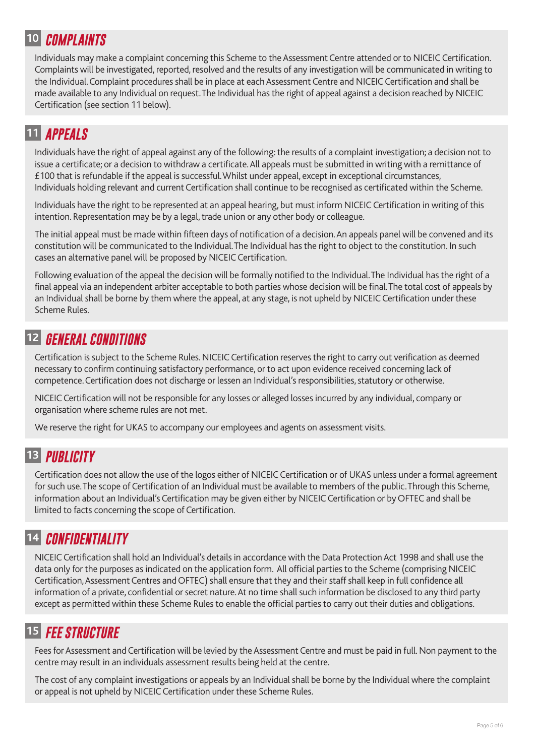## 10 COMPLAINTS

Individuals may make a complaint concerning this Scheme to the Assessment Centre attended or to NICEIC Certification. Complaints will be investigated, reported, resolved and the results of any investigation will be communicated in writing to the Individual. Complaint procedures shall be in place at each Assessment Centre and NICEIC Certification and shall be made available to any Individual on request. The Individual has the right of appeal against a decision reached by NICEIC Certification (see section 11 below).

## 11 APPEALS

Individuals have the right of appeal against any of the following: the results of a complaint investigation; a decision not to issue a certificate; or a decision to withdraw a certificate. All appeals must be submitted in writing with a remittance of £100 that is refundable if the appeal is successful. Whilst under appeal, except in exceptional circumstances, Individuals holding relevant and current Certification shall continue to be recognised as certificated within the Scheme.

Individuals have the right to be represented at an appeal hearing, but must inform NICEIC Certification in writing of this intention. Representation may be by a legal, trade union or any other body or colleague.

The initial appeal must be made within fifteen days of notification of a decision. An appeals panel will be convened and its constitution will be communicated to the Individual. The Individual has the right to object to the constitution. In such cases an alternative panel will be proposed by NICEIC Certification.

Following evaluation of the appeal the decision will be formally notified to the Individual. The Individual has the right of a final appeal via an independent arbiter acceptable to both parties whose decision will be final. The total cost of appeals by an Individual shall be borne by them where the appeal, at any stage, is not upheld by NICEIC Certification under these Scheme Rules.

## 12 GENERAL CONDITIONS

Certification is subject to the Scheme Rules. NICEIC Certification reserves the right to carry out verification as deemed necessary to confirm continuing satisfactory performance, or to act upon evidence received concerning lack of competence. Certification does not discharge or lessen an Individual's responsibilities, statutory or otherwise.

NICEIC Certification will not be responsible for any losses or alleged losses incurred by any individual, company or organisation where scheme rules are not met.

We reserve the right for UKAS to accompany our employees and agents on assessment visits.

## 13 PUBLICITY

Certification does not allow the use of the logos either of NICEIC Certification or of UKAS unless under a formal agreement for such use. The scope of Certification of an Individual must be available to members of the public. Through this Scheme, information about an Individual's Certification may be given either by NICEIC Certification or by OFTEC and shall be limited to facts concerning the scope of Certification.

## 14 CONFIDENTIALITY

NICEIC Certification shall hold an Individual's details in accordance with the Data Protection Act 1998 and shall use the data only for the purposes as indicated on the application form. All official parties to the Scheme (comprising NICEIC Certification, Assessment Centres and OFTEC) shall ensure that they and their staff shall keep in full confidence all information of a private, confidential or secret nature. At no time shall such information be disclosed to any third party except as permitted within these Scheme Rules to enable the official parties to carry out their duties and obligations.

## 15 FEE STRUCTURE

Fees for Assessment and Certification will be levied by the Assessment Centre and must be paid in full. Non payment to the centre may result in an individuals assessment results being held at the centre.

The cost of any complaint investigations or appeals by an Individual shall be borne by the Individual where the complaint or appeal is not upheld by NICEIC Certification under these Scheme Rules.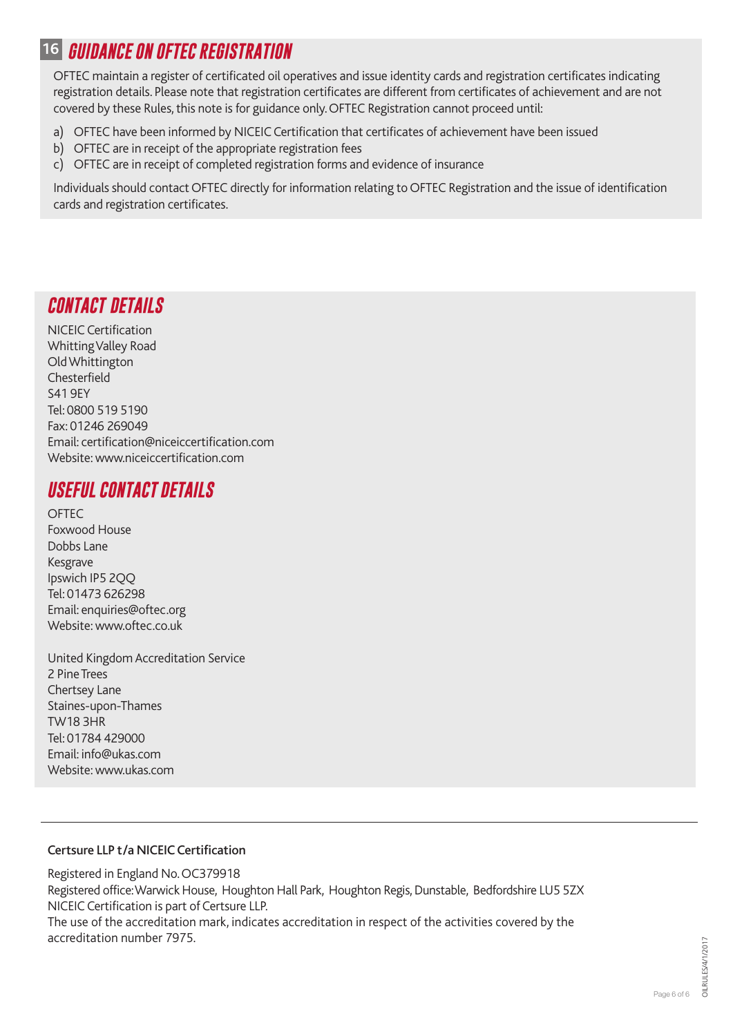## 16 GUIDANCE ON OFTEC REGISTRATION

OFTEC maintain a register of certificated oil operatives and issue identity cards and registration certificates indicating registration details. Please note that registration certificates are different from certificates of achievement and are not covered by these Rules, this note is for guidance only. OFTEC Registration cannot proceed until:

a) OFTEC have been informed by NICEIC Certification that certificates of achievement have been issued
b) OFTEC are in receipt of the appropriate registration fees
c) OFTEC are in receipt of completed registration forms and evidence of insurance

Individuals should contact OFTEC directly for information relating to OFTEC Registration and the issue of identification cards and registration certificates.

## CONTACT DETAILS

NICEIC Certification
Whitting Valley Road
Old Whittington
Chesterfield
S41 9EY
Tel: 0800 519 5190
Fax: 01246 269049
Email: certification@niceiccertification.com
Website: www.niceiccertification.com

## USEFUL CONTACT DETAILS

OFTEC
Foxwood House
Dobbs Lane
Kesgrave
Ipswich IP5 2QQ
Tel: 01473 626298
Email: enquiries@oftec.org
Website: www.oftec.co.uk

United Kingdom Accreditation Service
2 Pine Trees
Chertsey Lane
Staines-upon-Thames
TW18 3HR
Tel: 01784 429000
Email: info@ukas.com
Website: www.ukas.com

---

**Certsure LLP t/a NICEIC Certification**

Registered in England No. OC379918
Registered office: Warwick House, Houghton Hall Park, Houghton Regis, Dunstable, Bedfordshire LU5 5ZX
NICEIC Certification is part of Certsure LLP.
The use of the accreditation mark, indicates accreditation in respect of the activities covered by the accreditation number 7975.

OILRULES/4/1/2017